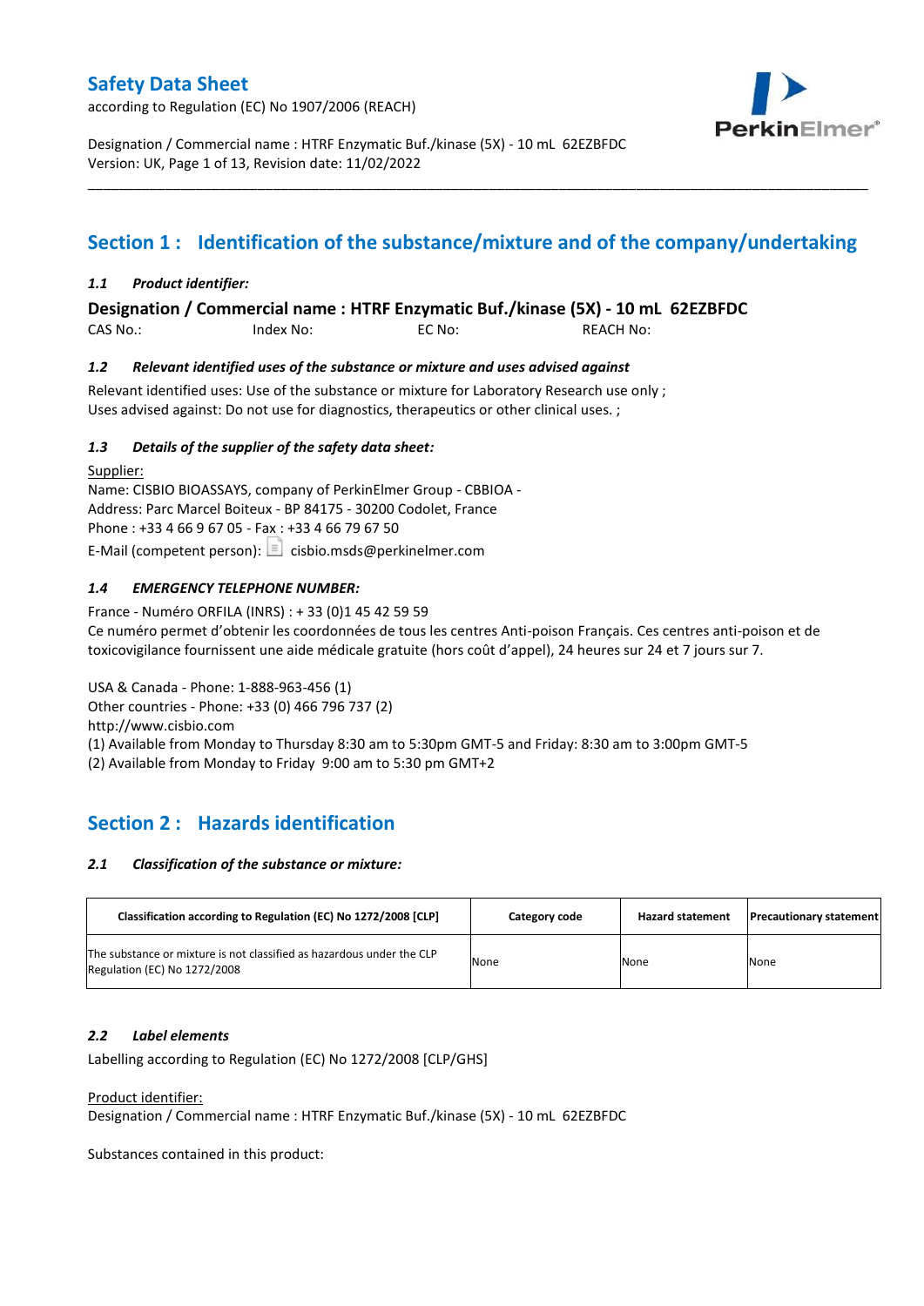# Safety Data Sheet

according to Regulation (EC) No 1907/2006 (REACH)

Designation / Commercial name : HTRF Enzymatic Buf./kinase (5X) - 10 mL 62EZBFDC
Version: UK, Page 1 of 13, Revision date: 11/02/2022

## Section 1 : Identification of the substance/mixture and of the company/undertaking

### *1.1 Product identifier:*

**Designation / Commercial name : HTRF Enzymatic Buf./kinase (5X) - 10 mL 62EZBFDC**

CAS No.: Index No: EC No: REACH No:

### *1.2 Relevant identified uses of the substance or mixture and uses advised against*

Relevant identified uses: Use of the substance or mixture for Laboratory Research use only ;
Uses advised against: Do not use for diagnostics, therapeutics or other clinical uses. ;

### *1.3 Details of the supplier of the safety data sheet:*

Supplier:
Name: CISBIO BIOASSAYS, company of PerkinElmer Group - CBBIOA -
Address: Parc Marcel Boiteux - BP 84175 - 30200 Codolet, France
Phone : +33 4 66 9 67 05 - Fax : +33 4 66 79 67 50
E-Mail (competent person): cisbio.msds@perkinelmer.com

### *1.4 EMERGENCY TELEPHONE NUMBER:*

France - Numéro ORFILA (INRS) : + 33 (0)1 45 42 59 59
Ce numéro permet d'obtenir les coordonnées de tous les centres Anti-poison Français. Ces centres anti-poison et de toxicovigilance fournissent une aide médicale gratuite (hors coût d'appel), 24 heures sur 24 et 7 jours sur 7.

USA & Canada - Phone: 1-888-963-456 (1)
Other countries - Phone: +33 (0) 466 796 737 (2)
http://www.cisbio.com
(1) Available from Monday to Thursday 8:30 am to 5:30pm GMT-5 and Friday: 8:30 am to 3:00pm GMT-5
(2) Available from Monday to Friday 9:00 am to 5:30 pm GMT+2

## Section 2 : Hazards identification

### *2.1 Classification of the substance or mixture:*

| Classification according to Regulation (EC) No 1272/2008 [CLP] | Category code | Hazard statement | Precautionary statement |
| --- | --- | --- | --- |
| The substance or mixture is not classified as hazardous under the CLP Regulation (EC) No 1272/2008 | None | None | None |

### *2.2 Label elements*

Labelling according to Regulation (EC) No 1272/2008 [CLP/GHS]

Product identifier:
Designation / Commercial name : HTRF Enzymatic Buf./kinase (5X) - 10 mL 62EZBFDC

Substances contained in this product: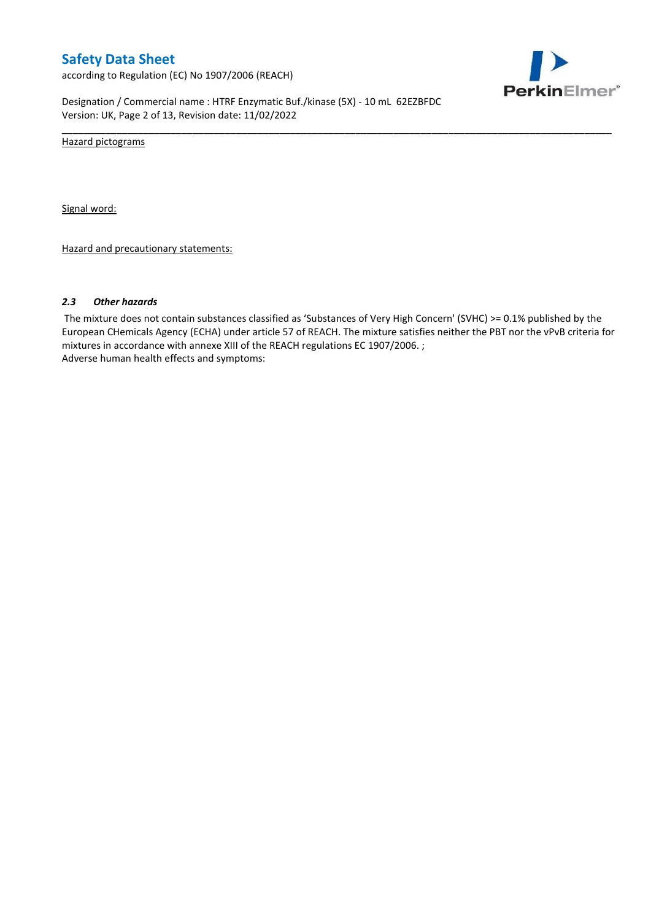Hazard pictograms

Signal word:

Hazard and precautionary statements:

### 2.3 *Other hazards*

The mixture does not contain substances classified as 'Substances of Very High Concern' (SVHC) >= 0.1% published by the European CHemicals Agency (ECHA) under article 57 of REACH. The mixture satisfies neither the PBT nor the vPvB criteria for mixtures in accordance with annexe XIII of the REACH regulations EC 1907/2006. ;
Adverse human health effects and symptoms: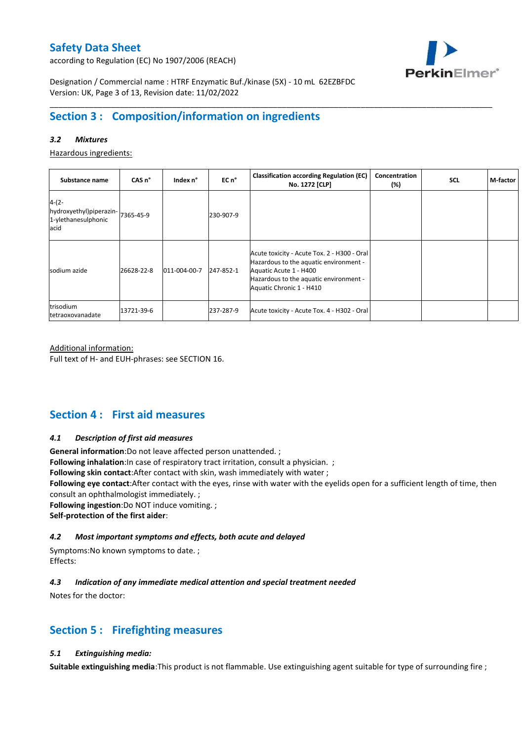## Section 3 : Composition/information on ingredients

### *3.2 Mixtures*

Hazardous ingredients:

| Substance name | CAS n° | Index n° | EC n° | Classification according Regulation (EC) No. 1272 [CLP] | Concentration (%) | SCL | M-factor |
|---|---|---|---|---|---|---|---|
| 4-(2-hydroxyethyl)piperazin-1-ylethanesulphonic acid | 7365-45-9 | | 230-907-9 | | | | |
| sodium azide | 26628-22-8 | 011-004-00-7 | 247-852-1 | Acute toxicity - Acute Tox. 2 - H300 - Oral<br>Hazardous to the aquatic environment - Aquatic Acute 1 - H400<br>Hazardous to the aquatic environment - Aquatic Chronic 1 - H410 | | | |
| trisodium tetraoxovanadate | 13721-39-6 | | 237-287-9 | Acute toxicity - Acute Tox. 4 - H302 - Oral | | | |

Additional information:
Full text of H- and EUH-phrases: see SECTION 16.

## Section 4 : First aid measures

### *4.1 Description of first aid measures*

**General information**:Do not leave affected person unattended. ;
**Following inhalation**:In case of respiratory tract irritation, consult a physician. ;
**Following skin contact**:After contact with skin, wash immediately with water ;
**Following eye contact**:After contact with the eyes, rinse with water with the eyelids open for a sufficient length of time, then consult an ophthalmologist immediately. ;
**Following ingestion**:Do NOT induce vomiting. ;
**Self-protection of the first aider**:

### *4.2 Most important symptoms and effects, both acute and delayed*

Symptoms:No known symptoms to date. ;
Effects:

### *4.3 Indication of any immediate medical attention and special treatment needed*

Notes for the doctor:

## Section 5 : Firefighting measures

### *5.1 Extinguishing media:*

**Suitable extinguishing media**:This product is not flammable. Use extinguishing agent suitable for type of surrounding fire ;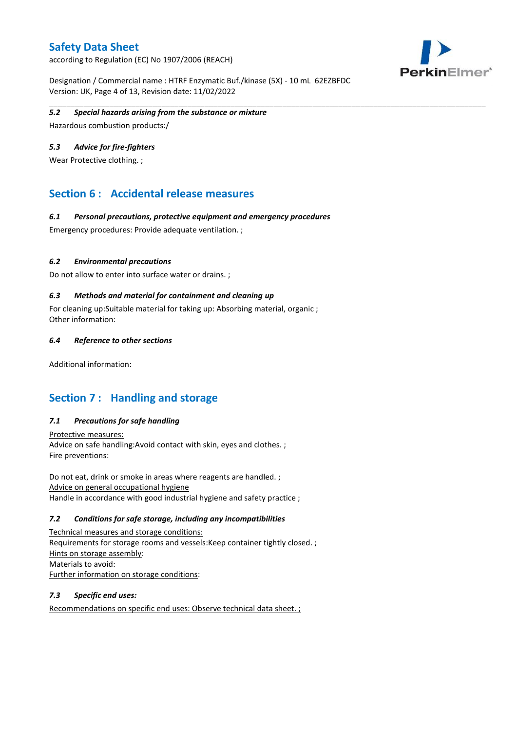#### 5.2 Special hazards arising from the substance or mixture

Hazardous combustion products:/

#### 5.3 Advice for fire-fighters

Wear Protective clothing. ;

## Section 6 : Accidental release measures

#### 6.1 Personal precautions, protective equipment and emergency procedures

Emergency procedures: Provide adequate ventilation. ;

#### 6.2 Environmental precautions

Do not allow to enter into surface water or drains. ;

#### 6.3 Methods and material for containment and cleaning up

For cleaning up:Suitable material for taking up: Absorbing material, organic ;
Other information:

#### 6.4 Reference to other sections

Additional information:

## Section 7 : Handling and storage

#### 7.1 Precautions for safe handling

Protective measures:
Advice on safe handling:Avoid contact with skin, eyes and clothes. ;
Fire preventions:

Do not eat, drink or smoke in areas where reagents are handled. ;
Advice on general occupational hygiene
Handle in accordance with good industrial hygiene and safety practice ;

#### 7.2 Conditions for safe storage, including any incompatibilities

Technical measures and storage conditions:
Requirements for storage rooms and vessels:Keep container tightly closed. ;
Hints on storage assembly:
Materials to avoid:
Further information on storage conditions:

#### 7.3 Specific end uses:

Recommendations on specific end uses: Observe technical data sheet. ;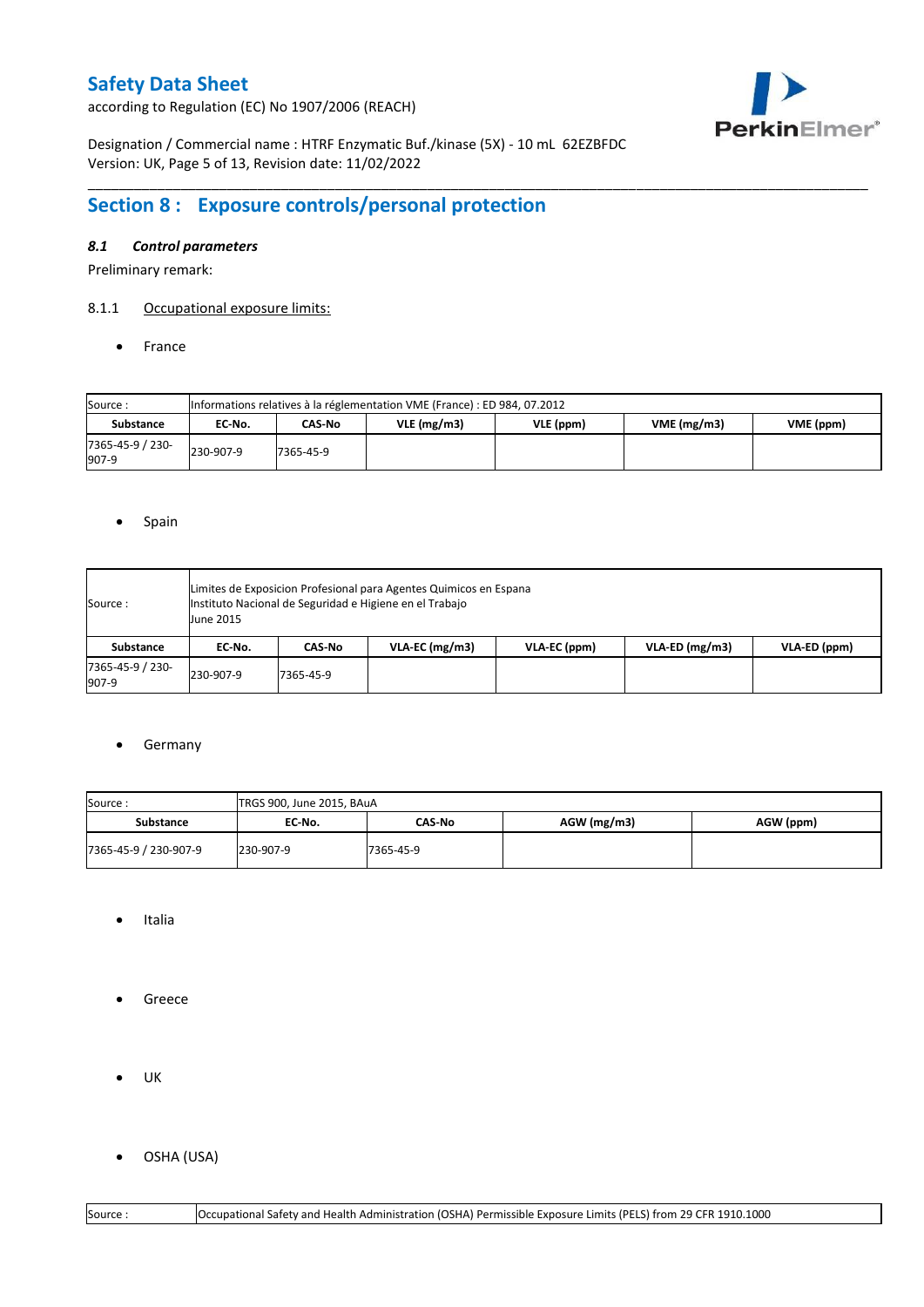## Section 8 : Exposure controls/personal protection

### *8.1 Control parameters*

Preliminary remark:

8.1.1 Occupational exposure limits:

- France

| Source : | Informations relatives à la réglementation VME (France) : ED 984, 07.2012 | | | | | |
|---|---|---|---|---|---|---|
| **Substance** | **EC-No.** | **CAS-No** | **VLE (mg/m3)** | **VLE (ppm)** | **VME (mg/m3)** | **VME (ppm)** |
| 7365-45-9 / 230-907-9 | 230-907-9 | 7365-45-9 | | | | |

- Spain

| Source : | Limites de Exposicion Profesional para Agentes Quimicos en Espana<br>Instituto Nacional de Seguridad e Higiene en el Trabajo<br>June 2015 | | | | | |
|---|---|---|---|---|---|---|
| **Substance** | **EC-No.** | **CAS-No** | **VLA-EC (mg/m3)** | **VLA-EC (ppm)** | **VLA-ED (mg/m3)** | **VLA-ED (ppm)** |
| 7365-45-9 / 230-907-9 | 230-907-9 | 7365-45-9 | | | | |

- Germany

| Source : | TRGS 900, June 2015, BAuA | | | |
|---|---|---|---|---|
| **Substance** | **EC-No.** | **CAS-No** | **AGW (mg/m3)** | **AGW (ppm)** |
| 7365-45-9 / 230-907-9 | 230-907-9 | 7365-45-9 | | |

- Italia

- Greece

- UK

- OSHA (USA)

| Source : | Occupational Safety and Health Administration (OSHA) Permissible Exposure Limits (PELS) from 29 CFR 1910.1000 |
|---|---|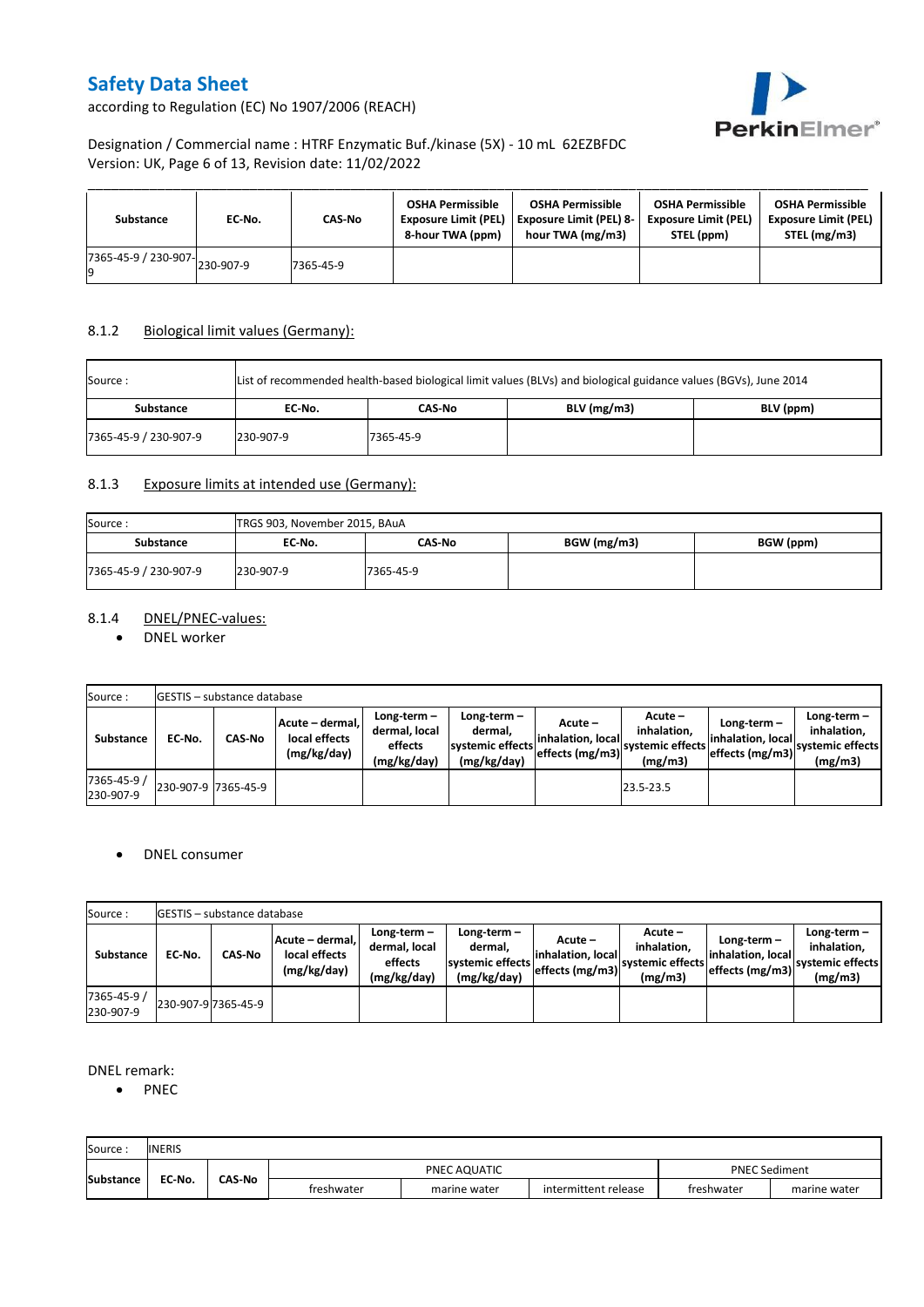| Substance | EC-No. | CAS-No | OSHA Permissible Exposure Limit (PEL) 8-hour TWA (ppm) | OSHA Permissible Exposure Limit (PEL) 8-hour TWA (mg/m3) | OSHA Permissible Exposure Limit (PEL) STEL (ppm) | OSHA Permissible Exposure Limit (PEL) STEL (mg/m3) |
|---|---|---|---|---|---|---|
| 7365-45-9 / 230-907-9 | 230-907-9 | 7365-45-9 | | | | |

### 8.1.2 Biological limit values (Germany):

| Source : | List of recommended health-based biological limit values (BLVs) and biological guidance values (BGVs), June 2014 | | | |
|---|---|---|---|---|
| **Substance** | **EC-No.** | **CAS-No** | **BLV (mg/m3)** | **BLV (ppm)** |
| 7365-45-9 / 230-907-9 | 230-907-9 | 7365-45-9 | | |

### 8.1.3 Exposure limits at intended use (Germany):

| Source : | TRGS 903, November 2015, BAuA | | | |
|---|---|---|---|---|
| **Substance** | **EC-No.** | **CAS-No** | **BGW (mg/m3)** | **BGW (ppm)** |
| 7365-45-9 / 230-907-9 | 230-907-9 | 7365-45-9 | | |

### 8.1.4 DNEL/PNEC-values:

- DNEL worker

| Source : | GESTIS – substance database | | | | | | | | | |
|---|---|---|---|---|---|---|---|---|---|---|
| **Substance** | **EC-No.** | **CAS-No** | **Acute – dermal, local effects (mg/kg/day)** | **Long-term – dermal, local effects (mg/kg/day)** | **Long-term – dermal, systemic effects (mg/kg/day)** | **Acute – inhalation, local effects (mg/m3)** | **Acute – inhalation, systemic effects (mg/m3)** | **Long-term – inhalation, local effects (mg/m3)** | **Long-term – inhalation, systemic effects (mg/m3)** |
| 7365-45-9 / 230-907-9 | 230-907-9 | 7365-45-9 | | | | | 23.5-23.5 | | |

- DNEL consumer

| Source : | GESTIS – substance database | | | | | | | | | |
|---|---|---|---|---|---|---|---|---|---|---|
| **Substance** | **EC-No.** | **CAS-No** | **Acute – dermal, local effects (mg/kg/day)** | **Long-term – dermal, local effects (mg/kg/day)** | **Long-term – dermal, systemic effects (mg/kg/day)** | **Acute – inhalation, local effects (mg/m3)** | **Acute – inhalation, systemic effects (mg/m3)** | **Long-term – inhalation, local effects (mg/m3)** | **Long-term – inhalation, systemic effects (mg/m3)** |
| 7365-45-9 / 230-907-9 | 230-907-9 | 7365-45-9 | | | | | | | |

DNEL remark:

- PNEC

| Source : | INERIS | | | | | | |
|---|---|---|---|---|---|---|---|
| **Substance** | **EC-No.** | **CAS-No** | PNEC AQUATIC | | | PNEC Sediment | |
| | | | freshwater | marine water | intermittent release | freshwater | marine water |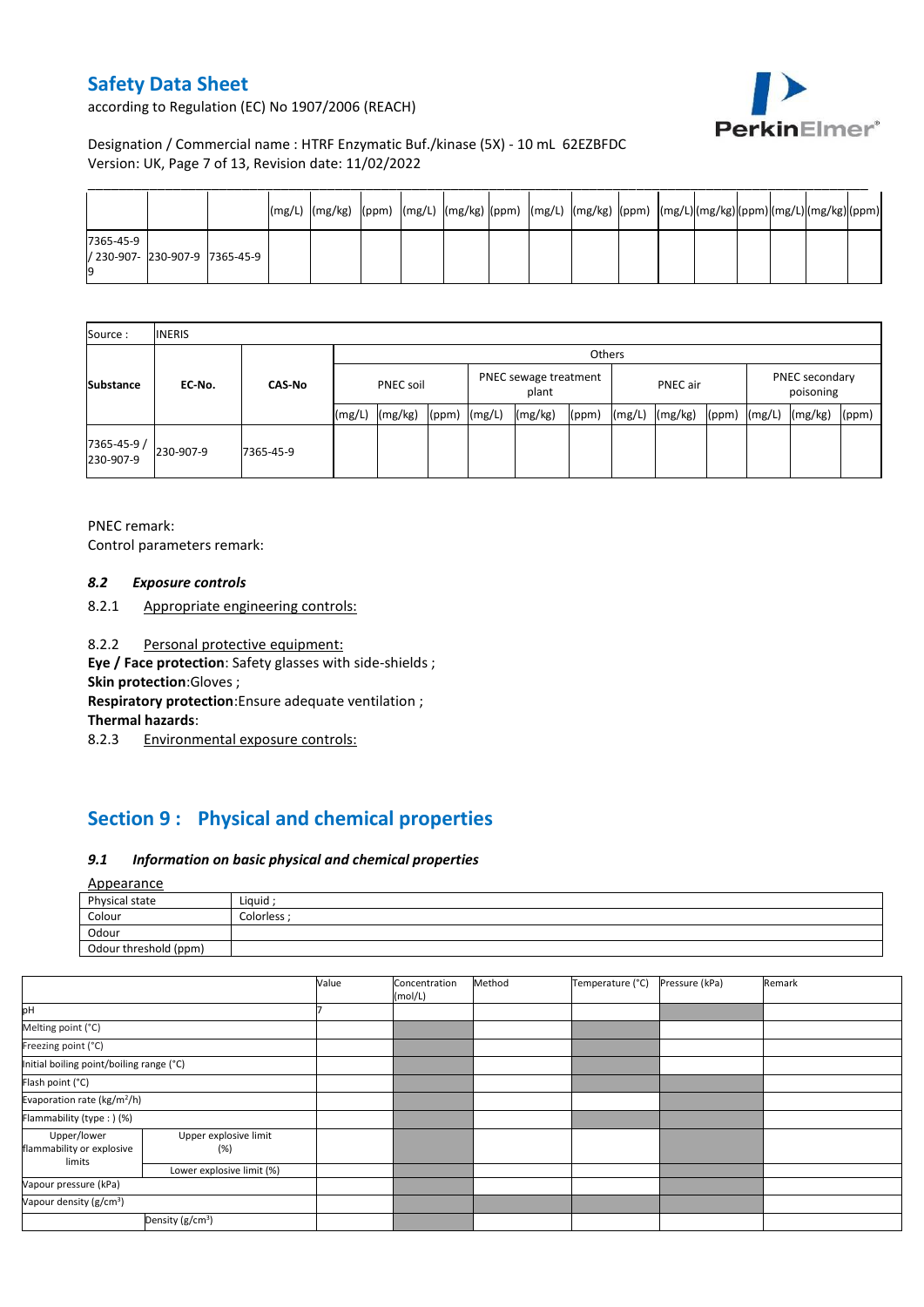|  |  |  | (mg/L) | (mg/kg) | (ppm) | (mg/L) | (mg/kg) | (ppm) | (mg/L) | (mg/kg) | (ppm) | (mg/L) | (mg/kg) | (ppm) | (mg/L) | (mg/kg) | (ppm) |
|---|---|---|---|---|---|---|---|---|---|---|---|---|---|---|---|---|---|
| 7365-45-9 / 230-907-9 | 230-907-9 | 7365-45-9 |  |  |  |  |  |  |  |  |  |  |  |  |  |  |  |

| Source : | INERIS | | | | | | | | | | | | | |
|---|---|---|---|---|---|---|---|---|---|---|---|---|---|---|
| Substance | EC-No. | CAS-No | Others | | | | | | | | | | | |
| | | | PNEC soil | | | PNEC sewage treatment plant | | | PNEC air | | | PNEC secondary poisoning | | |
| | | | (mg/L) | (mg/kg) | (ppm) | (mg/L) | (mg/kg) | (ppm) | (mg/L) | (mg/kg) | (ppm) | (mg/L) | (mg/kg) | (ppm) |
| 7365-45-9 / 230-907-9 | 230-907-9 | 7365-45-9 |  |  |  |  |  |  |  |  |  |  |  |  |

PNEC remark:

Control parameters remark:

### *8.2 Exposure controls*

8.2.1 Appropriate engineering controls:

8.2.2 Personal protective equipment:

**Eye / Face protection**: Safety glasses with side-shields ;

**Skin protection**:Gloves ;

**Respiratory protection**:Ensure adequate ventilation ;

**Thermal hazards**:

8.2.3 Environmental exposure controls:

## Section 9 : Physical and chemical properties

### *9.1 Information on basic physical and chemical properties*

Appearance

| Physical state | Liquid ; |
|---|---|
| Colour | Colorless ; |
| Odour |  |
| Odour threshold (ppm) |  |

|  |  | Value | Concentration (mol/L) | Method | Temperature (°C) | Pressure (kPa) | Remark |
|---|---|---|---|---|---|---|---|
| pH |  | 7 |  |  |  |  |  |
| Melting point (°C) |  |  |  |  |  |  |  |
| Freezing point (°C) |  |  |  |  |  |  |  |
| Initial boiling point/boiling range (°C) |  |  |  |  |  |  |  |
| Flash point (°C) |  |  |  |  |  |  |  |
| Evaporation rate (kg/m²/h) |  |  |  |  |  |  |  |
| Flammability (type : ) (%) |  |  |  |  |  |  |  |
| Upper/lower flammability or explosive limits | Upper explosive limit (%) |  |  |  |  |  |  |
|  | Lower explosive limit (%) |  |  |  |  |  |  |
| Vapour pressure (kPa) |  |  |  |  |  |  |  |
| Vapour density (g/cm³) |  |  |  |  |  |  |  |
|  | Density (g/cm³) |  |  |  |  |  |  |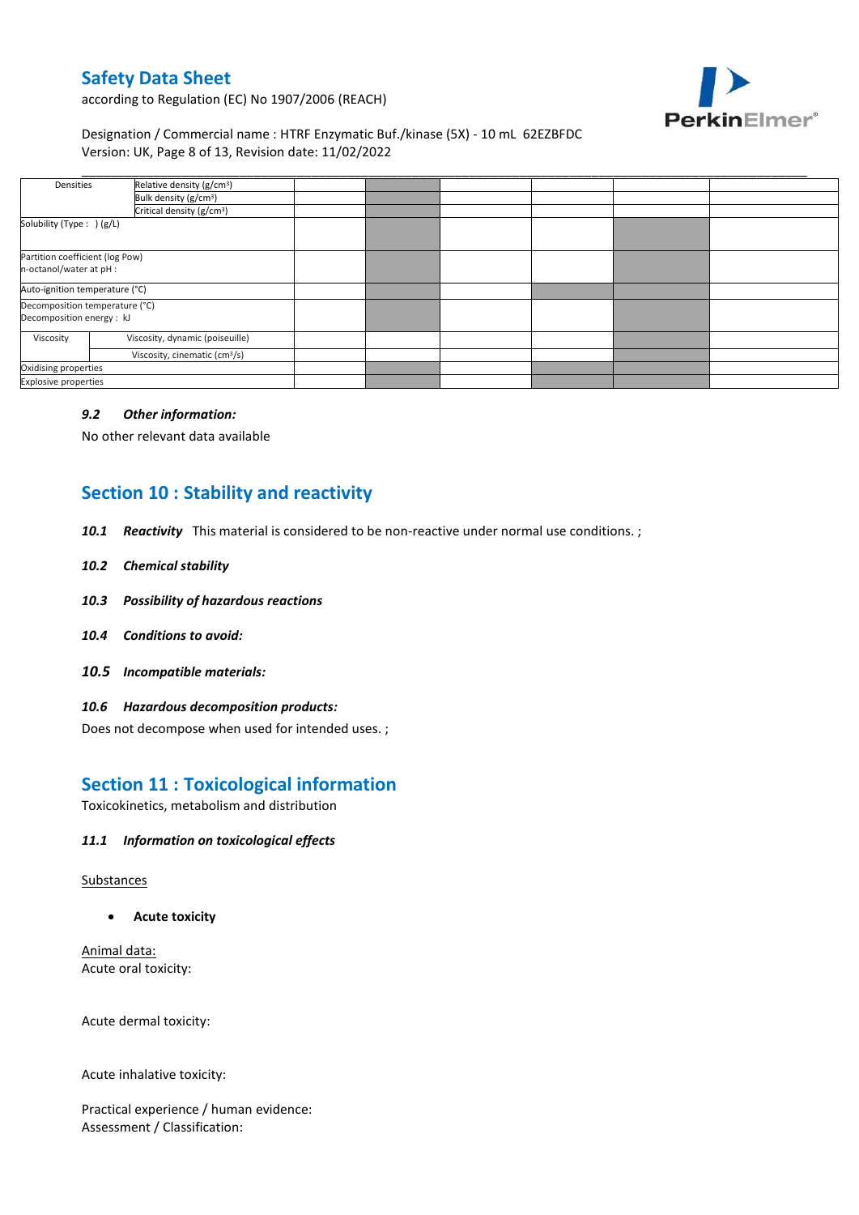| Densities | Relative density (g/cm³) | | | | | |
|---|---|---|---|---|---|---|
| | Bulk density (g/cm³) | | | | | |
| | Critical density (g/cm³) | | | | | |
| Solubility (Type : ) (g/L) | | | | | | |
| Partition coefficient (log Pow) n-octanol/water at pH : | | | | | | |
| Auto-ignition temperature (°C) | | | | | | |
| Decomposition temperature (°C) Decomposition energy : kJ | | | | | | |
| Viscosity | Viscosity, dynamic (poiseuille) | | | | | |
| | Viscosity, cinematic (cm³/s) | | | | | |
| Oxidising properties | | | | | | |
| Explosive properties | | | | | | |

### *9.2 Other information:*

No other relevant data available

## Section 10 : Stability and reactivity

***10.1 Reactivity*** This material is considered to be non-reactive under normal use conditions. ;

***10.2 Chemical stability***

***10.3 Possibility of hazardous reactions***

***10.4 Conditions to avoid:***

***10.5 Incompatible materials:***

***10.6 Hazardous decomposition products:***

Does not decompose when used for intended uses. ;

## Section 11 : Toxicological information

Toxicokinetics, metabolism and distribution

***11.1 Information on toxicological effects***

Substances

- **Acute toxicity**

Animal data:
Acute oral toxicity:

Acute dermal toxicity:

Acute inhalative toxicity:

Practical experience / human evidence:
Assessment / Classification: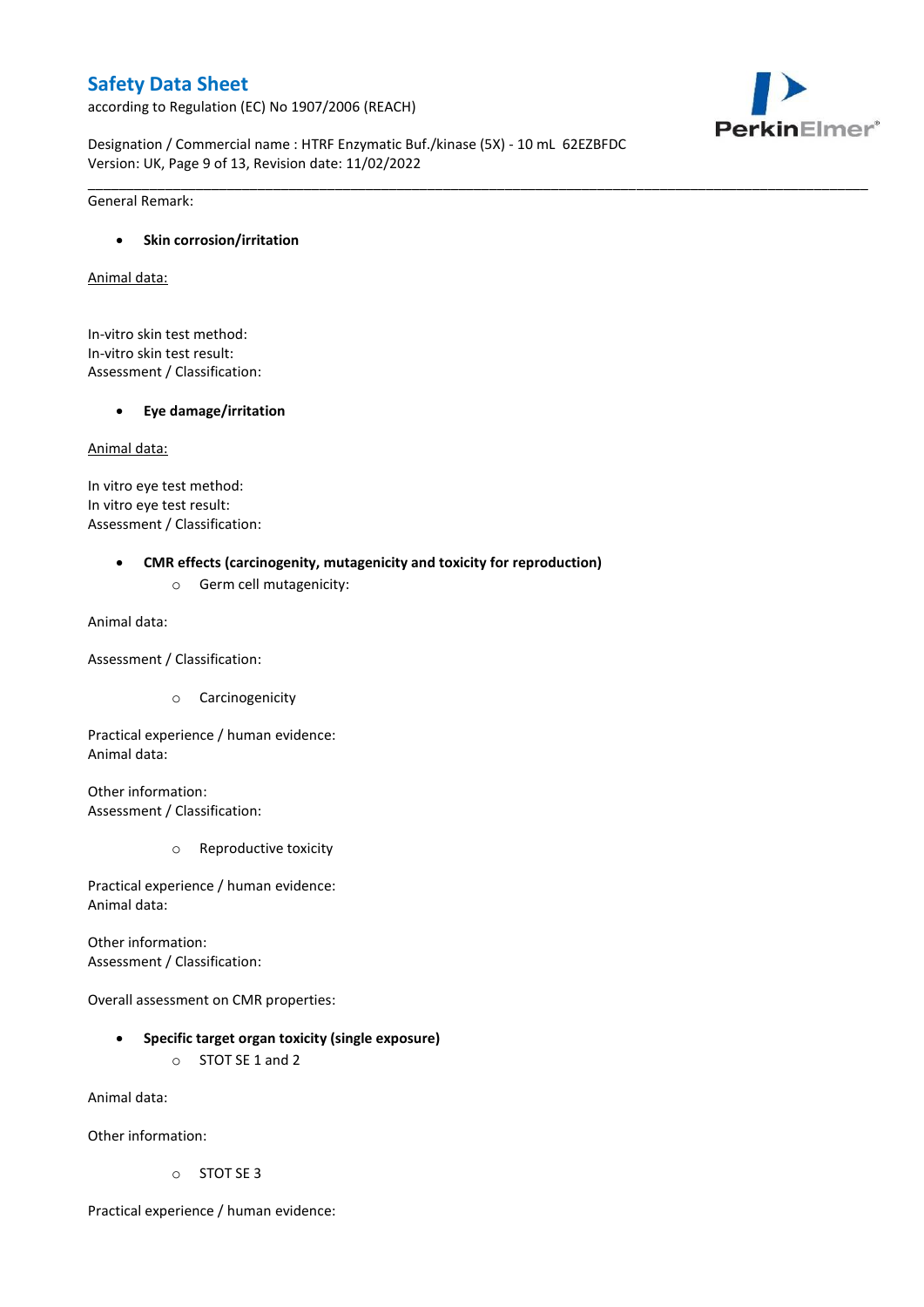General Remark:

- **Skin corrosion/irritation**

Animal data:

In-vitro skin test method:
In-vitro skin test result:
Assessment / Classification:

- **Eye damage/irritation**

Animal data:

In vitro eye test method:
In vitro eye test result:
Assessment / Classification:

- **CMR effects (carcinogenity, mutagenicity and toxicity for reproduction)**
    - Germ cell mutagenicity:

Animal data:

Assessment / Classification:

- Carcinogenicity

Practical experience / human evidence:
Animal data:

Other information:
Assessment / Classification:

- Reproductive toxicity

Practical experience / human evidence:
Animal data:

Other information:
Assessment / Classification:

Overall assessment on CMR properties:

- **Specific target organ toxicity (single exposure)**
    - STOT SE 1 and 2

Animal data:

Other information:

- STOT SE 3

Practical experience / human evidence: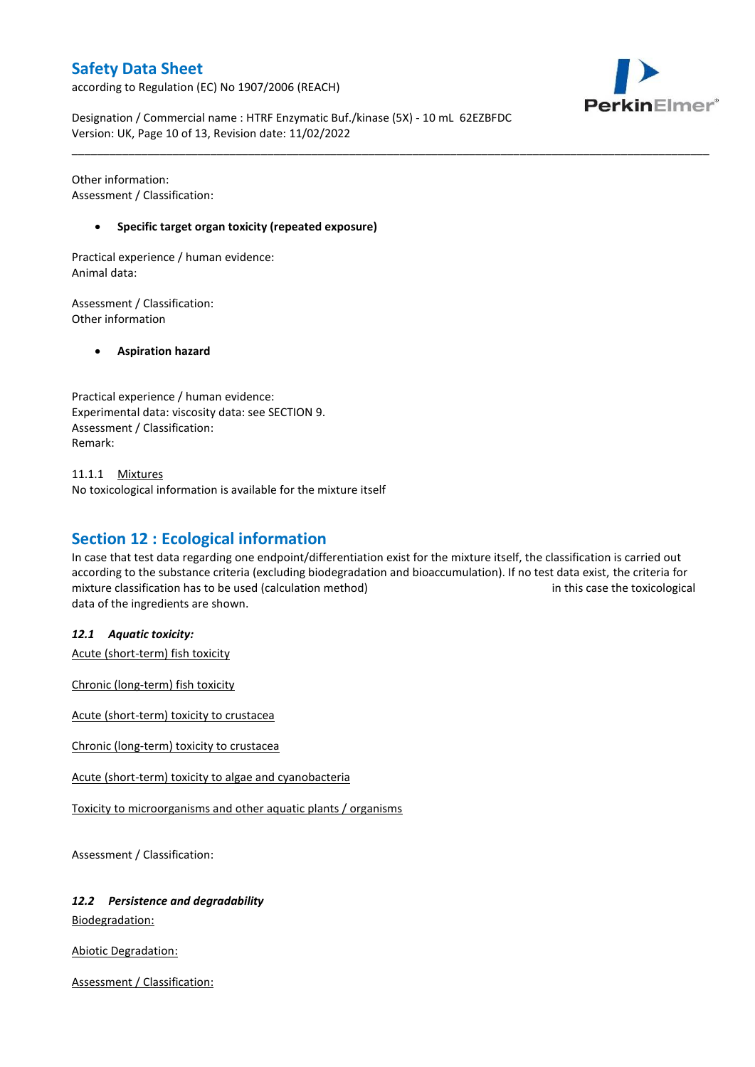Other information:
Assessment / Classification:

- **Specific target organ toxicity (repeated exposure)**

Practical experience / human evidence:
Animal data:

Assessment / Classification:
Other information

- **Aspiration hazard**

Practical experience / human evidence:
Experimental data: viscosity data: see SECTION 9.
Assessment / Classification:
Remark:

11.1.1 Mixtures
No toxicological information is available for the mixture itself

## Section 12 : Ecological information

In case that test data regarding one endpoint/differentiation exist for the mixture itself, the classification is carried out according to the substance criteria (excluding biodegradation and bioaccumulation). If no test data exist, the criteria for mixture classification has to be used (calculation method) in this case the toxicological data of the ingredients are shown.

### *12.1 Aquatic toxicity:*

Acute (short-term) fish toxicity

Chronic (long-term) fish toxicity

Acute (short-term) toxicity to crustacea

Chronic (long-term) toxicity to crustacea

Acute (short-term) toxicity to algae and cyanobacteria

Toxicity to microorganisms and other aquatic plants / organisms

Assessment / Classification:

### *12.2 Persistence and degradability*

Biodegradation:

Abiotic Degradation:

Assessment / Classification: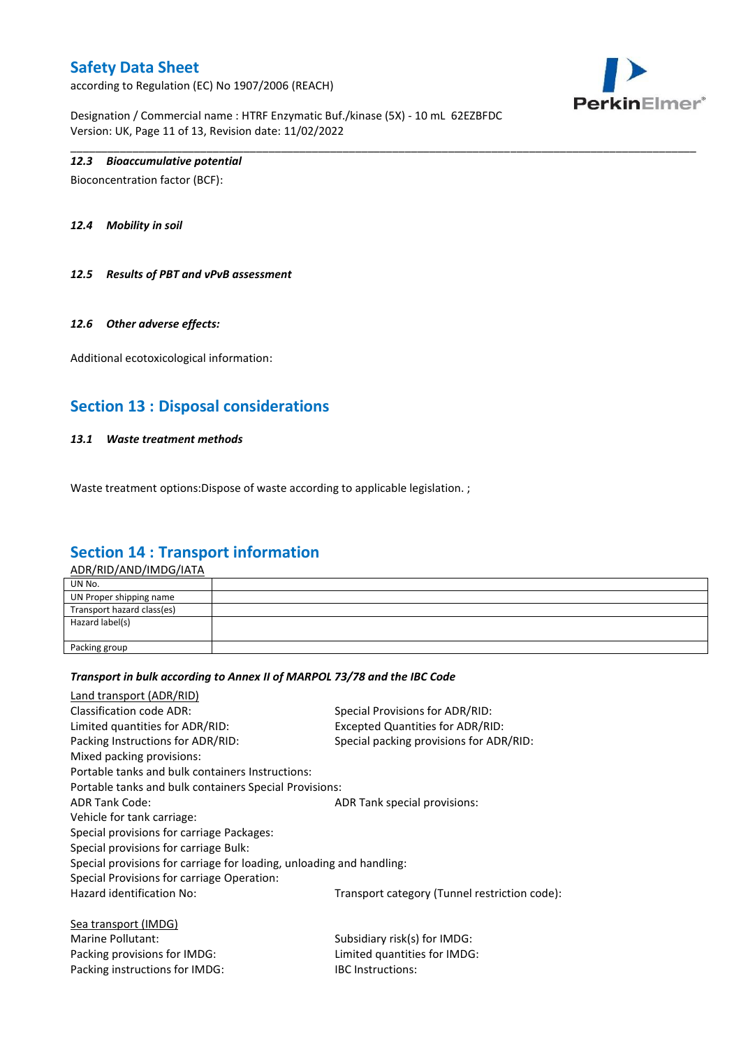### 12.3 *Bioaccumulative potential*

Bioconcentration factor (BCF):

### 12.4 *Mobility in soil*

### 12.5 *Results of PBT and vPvB assessment*

### 12.6 *Other adverse effects:*

Additional ecotoxicological information:

## Section 13 : Disposal considerations

### 13.1 *Waste treatment methods*

Waste treatment options:Dispose of waste according to applicable legislation. ;

## Section 14 : Transport information

ADR/RID/AND/IMDG/IATA

| | |
|---|---|
| UN No. | |
| UN Proper shipping name | |
| Transport hazard class(es) | |
| Hazard label(s) | |
| Packing group | |

***Transport in bulk according to Annex II of MARPOL 73/78 and the IBC Code***

Land transport (ADR/RID)

Classification code ADR:

Special Provisions for ADR/RID:

Limited quantities for ADR/RID:

Excepted Quantities for ADR/RID:

Packing Instructions for ADR/RID:

Special packing provisions for ADR/RID:

Mixed packing provisions:

Portable tanks and bulk containers Instructions:

Portable tanks and bulk containers Special Provisions:

ADR Tank Code:

ADR Tank special provisions:

Vehicle for tank carriage:

Special provisions for carriage Packages:

Special provisions for carriage Bulk:

Special provisions for carriage for loading, unloading and handling:

Special Provisions for carriage Operation:

Hazard identification No:

Transport category (Tunnel restriction code):

Sea transport (IMDG)

Marine Pollutant:

Subsidiary risk(s) for IMDG:

Packing provisions for IMDG:

Limited quantities for IMDG:

Packing instructions for IMDG:

IBC Instructions: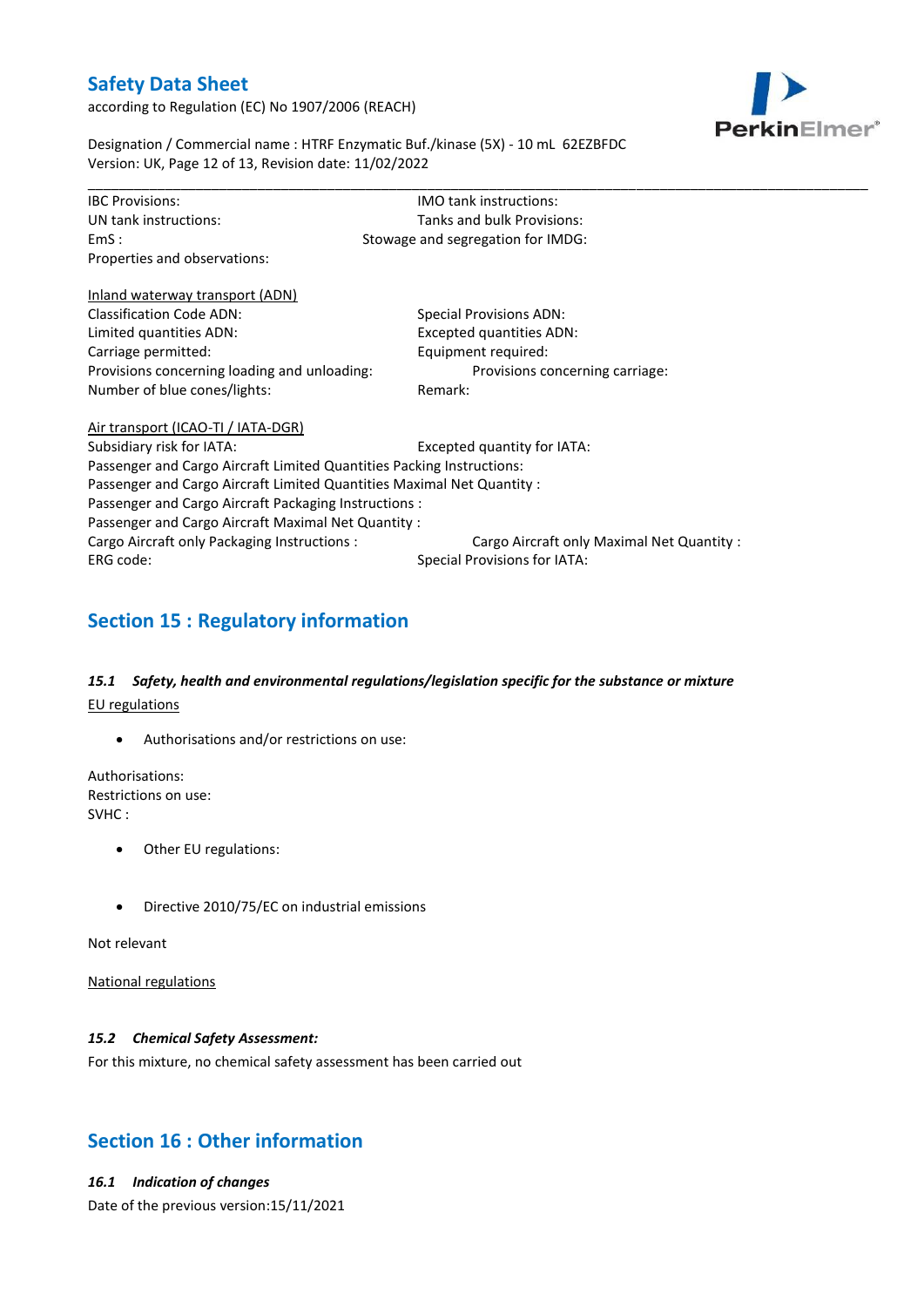IBC Provisions:

IMO tank instructions:

UN tank instructions:

Tanks and bulk Provisions:

EmS :

Stowage and segregation for IMDG:

Properties and observations:

Inland waterway transport (ADN)

Classification Code ADN:

Special Provisions ADN:

Limited quantities ADN:

Excepted quantities ADN:

Carriage permitted:

Equipment required:

Provisions concerning loading and unloading:

Provisions concerning carriage:

Number of blue cones/lights:

Remark:

Air transport (ICAO-TI / IATA-DGR)

Subsidiary risk for IATA:

Excepted quantity for IATA:

Passenger and Cargo Aircraft Limited Quantities Packing Instructions:

Passenger and Cargo Aircraft Limited Quantities Maximal Net Quantity :

Passenger and Cargo Aircraft Packaging Instructions :

Passenger and Cargo Aircraft Maximal Net Quantity :

Cargo Aircraft only Packaging Instructions :

Cargo Aircraft only Maximal Net Quantity :

ERG code:

Special Provisions for IATA:

## Section 15 : Regulatory information

### *15.1 Safety, health and environmental regulations/legislation specific for the substance or mixture*

EU regulations

- Authorisations and/or restrictions on use:

Authorisations:
Restrictions on use:
SVHC :

- Other EU regulations:

- Directive 2010/75/EC on industrial emissions

Not relevant

National regulations

### *15.2 Chemical Safety Assessment:*

For this mixture, no chemical safety assessment has been carried out

## Section 16 : Other information

### *16.1 Indication of changes*

Date of the previous version:15/11/2021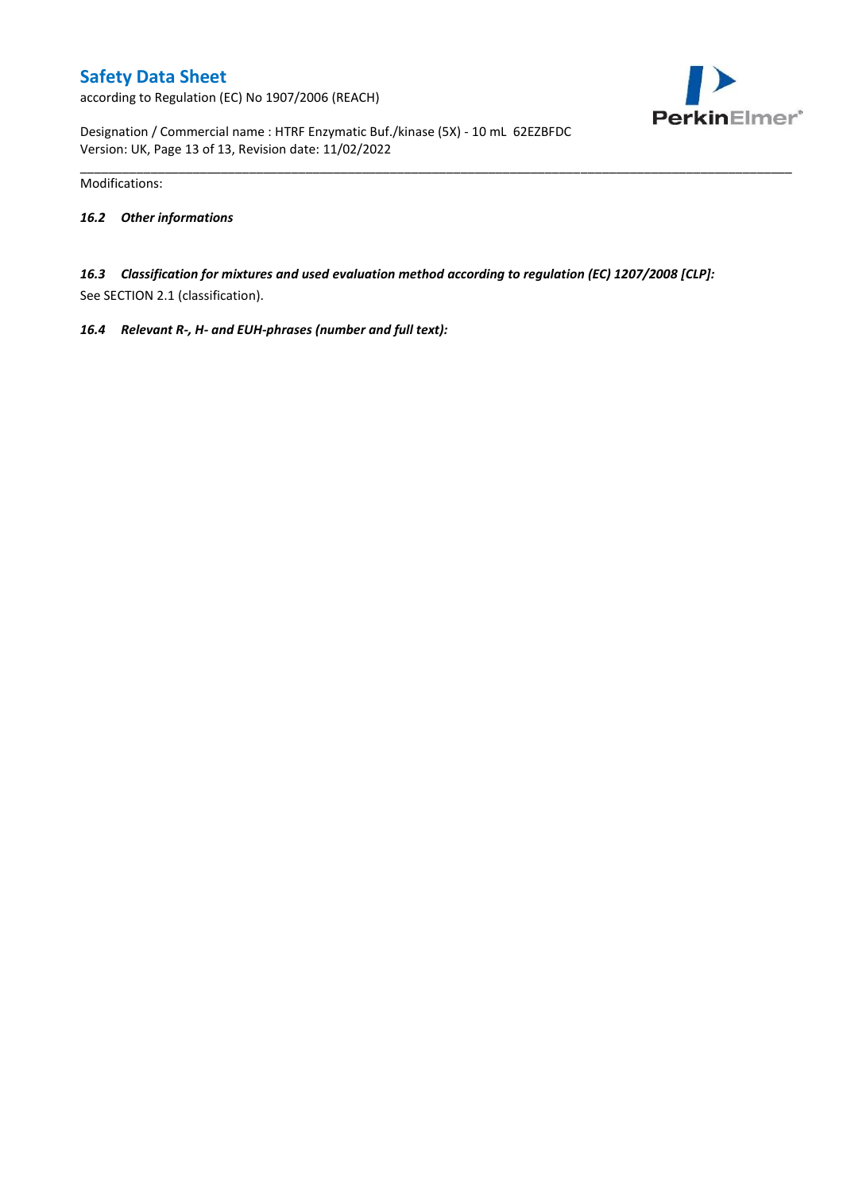Modifications:

### *16.2 Other informations*

### *16.3 Classification for mixtures and used evaluation method according to regulation (EC) 1207/2008 [CLP]:*

See SECTION 2.1 (classification).

### *16.4 Relevant R-, H- and EUH-phrases (number and full text):*